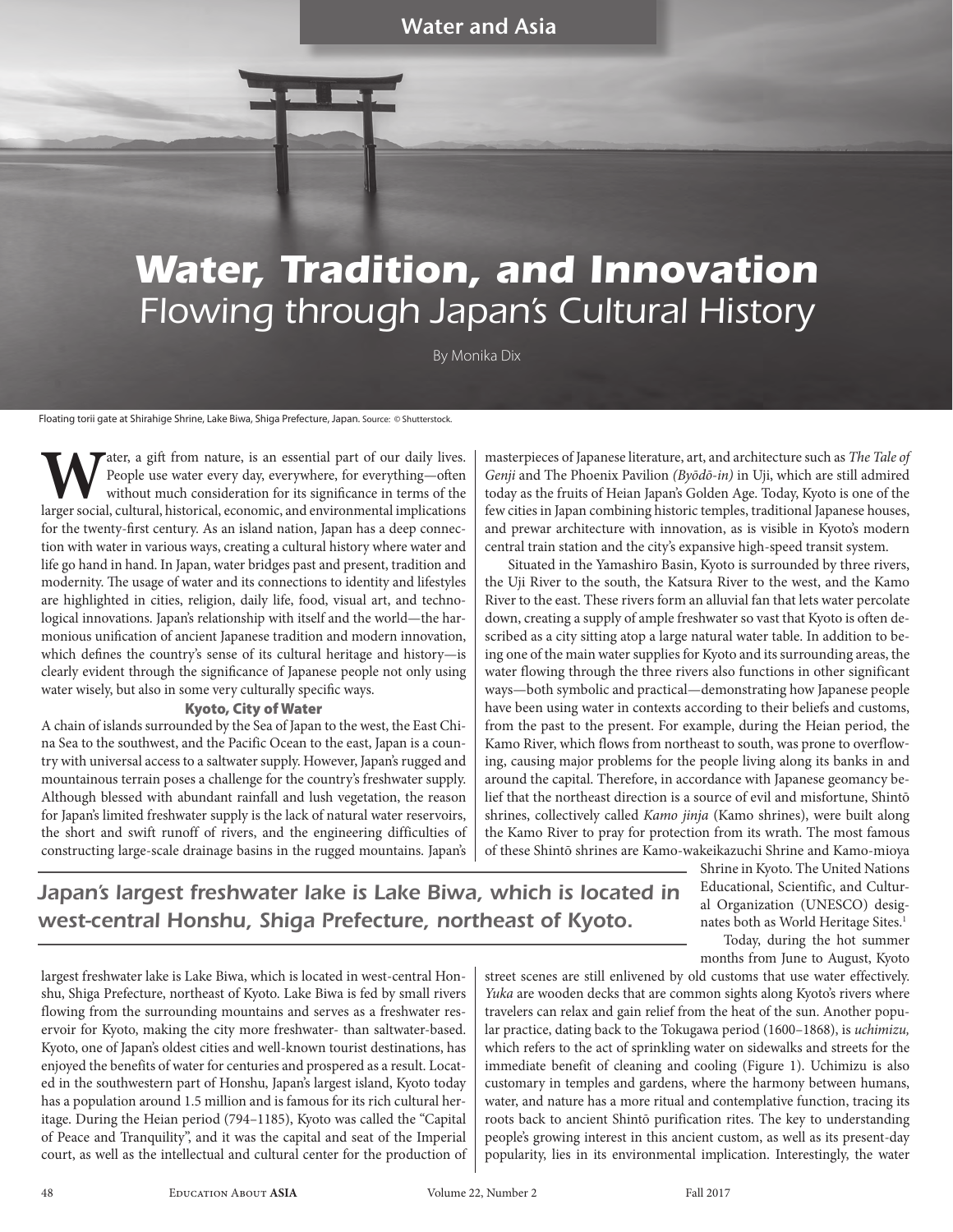# Water, Tradition, and Innovation
## Flowing through Japan's Cultural History

By Monika Dix

Floating torii gate at Shirahige Shrine, Lake Biwa, Shiga Prefecture, Japan. Source: © Shutterstock.

Water, a gift from nature, is an essential part of our daily lives. People use water every day, everywhere, for everything—often without much consideration for its significance in terms of the larger social, cultural, historical, economic, and environmental implications for the twenty-first century. As an island nation, Japan has a deep connection with water in various ways, creating a cultural history where water and life go hand in hand. In Japan, water bridges past and present, tradition and modernity. The usage of water and its connections to identity and lifestyles are highlighted in cities, religion, daily life, food, visual art, and technological innovations. Japan's relationship with itself and the world—the harmonious unification of ancient Japanese tradition and modern innovation, which defines the country's sense of its cultural heritage and history—is clearly evident through the significance of Japanese people not only using water wisely, but also in some very culturally specific ways.

### Kyoto, City of Water

A chain of islands surrounded by the Sea of Japan to the west, the East China Sea to the southwest, and the Pacific Ocean to the east, Japan is a country with universal access to a saltwater supply. However, Japan's rugged and mountainous terrain poses a challenge for the country's freshwater supply. Although blessed with abundant rainfall and lush vegetation, the reason for Japan's limited freshwater supply is the lack of natural water reservoirs, the short and swift runoff of rivers, and the engineering difficulties of constructing large-scale drainage basins in the rugged mountains. Japan's largest freshwater lake is Lake Biwa, which is located in west-central Honshu, Shiga Prefecture, northeast of Kyoto. Lake Biwa is fed by small rivers flowing from the surrounding mountains and serves as a freshwater reservoir for Kyoto, making the city more freshwater- than saltwater-based. Kyoto, one of Japan's oldest cities and well-known tourist destinations, has enjoyed the benefits of water for centuries and prospered as a result. Located in the southwestern part of Honshu, Japan's largest island, Kyoto today has a population around 1.5 million and is famous for its rich cultural heritage. During the Heian period (794–1185), Kyoto was called the "Capital of Peace and Tranquility", and it was the capital and seat of the Imperial court, as well as the intellectual and cultural center for the production of masterpieces of Japanese literature, art, and architecture such as *The Tale of Genji* and The Phoenix Pavilion *(Byōdō-in)* in Uji, which are still admired today as the fruits of Heian Japan's Golden Age. Today, Kyoto is one of the few cities in Japan combining historic temples, traditional Japanese houses, and prewar architecture with innovation, as is visible in Kyoto's modern central train station and the city's expansive high-speed transit system.

> *Japan's largest freshwater lake is Lake Biwa, which is located in west-central Honshu, Shiga Prefecture, northeast of Kyoto.*

Situated in the Yamashiro Basin, Kyoto is surrounded by three rivers, the Uji River to the south, the Katsura River to the west, and the Kamo River to the east. These rivers form an alluvial fan that lets water percolate down, creating a supply of ample freshwater so vast that Kyoto is often described as a city sitting atop a large natural water table. In addition to being one of the main water supplies for Kyoto and its surrounding areas, the water flowing through the three rivers also functions in other significant ways—both symbolic and practical—demonstrating how Japanese people have been using water in contexts according to their beliefs and customs, from the past to the present. For example, during the Heian period, the Kamo River, which flows from northeast to south, was prone to overflowing, causing major problems for the people living along its banks in and around the capital. Therefore, in accordance with Japanese geomancy belief that the northeast direction is a source of evil and misfortune, Shintō shrines, collectively called *Kamo jinja* (Kamo shrines), were built along the Kamo River to pray for protection from its wrath. The most famous of these Shintō shrines are Kamo-wakeikazuchi Shrine and Kamo-mioya Shrine in Kyoto. The United Nations Educational, Scientific, and Cultural Organization (UNESCO) designates both as World Heritage Sites.[1]

Today, during the hot summer months from June to August, Kyoto street scenes are still enlivened by old customs that use water effectively. *Yuka* are wooden decks that are common sights along Kyoto's rivers where travelers can relax and gain relief from the heat of the sun. Another popular practice, dating back to the Tokugawa period (1600–1868), is *uchimizu*, which refers to the act of sprinkling water on sidewalks and streets for the immediate benefit of cleaning and cooling (Figure 1). Uchimizu is also customary in temples and gardens, where the harmony between humans, water, and nature has a more ritual and contemplative function, tracing its roots back to ancient Shintō purification rites. The key to understanding people's growing interest in this ancient custom, as well as its present-day popularity, lies in its environmental implication. Interestingly, the water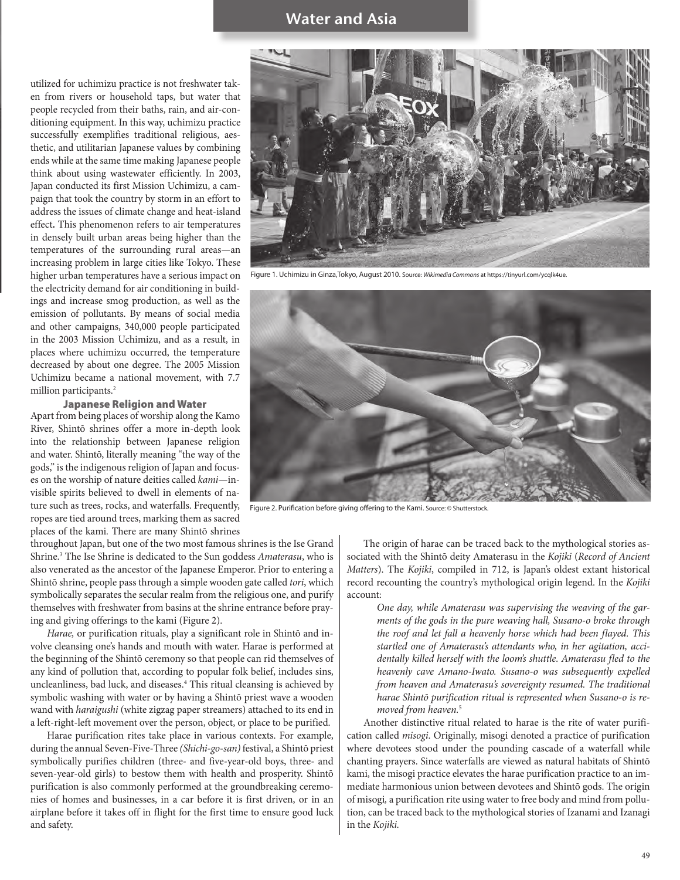utilized for uchimizu practice is not freshwater taken from rivers or household taps, but water that people recycled from their baths, rain, and air-conditioning equipment. In this way, uchimizu practice successfully exemplifies traditional religious, aesthetic, and utilitarian Japanese values by combining ends while at the same time making Japanese people think about using wastewater efficiently. In 2003, Japan conducted its first Mission Uchimizu, a campaign that took the country by storm in an effort to address the issues of climate change and heat-island effect**.** This phenomenon refers to air temperatures in densely built urban areas being higher than the temperatures of the surrounding rural areas—an increasing problem in large cities like Tokyo. These higher urban temperatures have a serious impact on the electricity demand for air conditioning in buildings and increase smog production, as well as the emission of pollutants. By means of social media and other campaigns, 340,000 people participated in the 2003 Mission Uchimizu, and as a result, in places where uchimizu occurred, the temperature decreased by about one degree. The 2005 Mission Uchimizu became a national movement, with 7.7 million participants.[2]

Figure 1. Uchimizu in Ginza,Tokyo, August 2010. Source: *Wikimedia Commons* at https://tinyurl.com/ycqlk4ue.

Figure 2. Purification before giving offering to the Kami. Source: © Shutterstock.

### Japanese Religion and Water

Apart from being places of worship along the Kamo River, Shintō shrines offer a more in-depth look into the relationship between Japanese religion and water. Shintō, literally meaning "the way of the gods," is the indigenous religion of Japan and focuses on the worship of nature deities called *kami*—invisible spirits believed to dwell in elements of nature such as trees, rocks, and waterfalls. Frequently, ropes are tied around trees, marking them as sacred places of the kami. There are many Shintō shrines throughout Japan, but one of the two most famous shrines is the Ise Grand Shrine.[3] The Ise Shrine is dedicated to the Sun goddess *Amaterasu*, who is also venerated as the ancestor of the Japanese Emperor. Prior to entering a Shintō shrine, people pass through a simple wooden gate called *tori*, which symbolically separates the secular realm from the religious one, and purify themselves with freshwater from basins at the shrine entrance before praying and giving offerings to the kami (Figure 2).

*Harae,* or purification rituals, play a significant role in Shintō and involve cleansing one's hands and mouth with water. Harae is performed at the beginning of the Shintō ceremony so that people can rid themselves of any kind of pollution that, according to popular folk belief, includes sins, uncleanliness, bad luck, and diseases.[4] This ritual cleansing is achieved by symbolic washing with water or by having a Shintō priest wave a wooden wand with *haraigushi* (white zigzag paper streamers) attached to its end in a left-right-left movement over the person, object, or place to be purified.

Harae purification rites take place in various contexts. For example, during the annual Seven-Five-Three *(Shichi-go-san)* festival, a Shintō priest symbolically purifies children (three- and five-year-old boys, three- and seven-year-old girls) to bestow them with health and prosperity. Shintō purification is also commonly performed at the groundbreaking ceremonies of homes and businesses, in a car before it is first driven, or in an airplane before it takes off in flight for the first time to ensure good luck and safety.

The origin of harae can be traced back to the mythological stories associated with the Shintō deity Amaterasu in the *Kojiki* (*Record of Ancient Matters*). The *Kojiki*, compiled in 712, is Japan's oldest extant historical record recounting the country's mythological origin legend. In the *Kojiki* account:

> *One day, while Amaterasu was supervising the weaving of the garments of the gods in the pure weaving hall, Susano-o broke through the roof and let fall a heavenly horse which had been flayed. This startled one of Amaterasu's attendants who, in her agitation, accidentally killed herself with the loom's shuttle. Amaterasu fled to the heavenly cave Amano-Iwato. Susano-o was subsequently expelled from heaven and Amaterasu's sovereignty resumed. The traditional harae Shintō purification ritual is represented when Susano-o is removed from heaven.*[5]

Another distinctive ritual related to harae is the rite of water purification called *misogi*. Originally, misogi denoted a practice of purification where devotees stood under the pounding cascade of a waterfall while chanting prayers. Since waterfalls are viewed as natural habitats of Shintō kami, the misogi practice elevates the harae purification practice to an immediate harmonious union between devotees and Shintō gods. The origin of misogi, a purification rite using water to free body and mind from pollution, can be traced back to the mythological stories of Izanami and Izanagi in the *Kojiki.*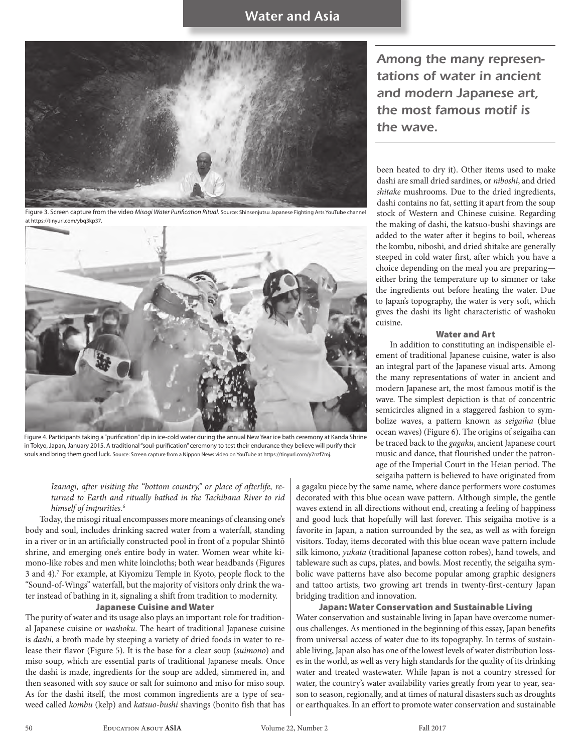Figure 3. Screen capture from the video *Misogi Water Purification Ritual*. Source: Shinsenjutsu Japanese Fighting Arts YouTube channel at https://tinyurl.com/ybq3kp37.

Figure 4. Participants taking a "purification" dip in ice-cold water during the annual New Year ice bath ceremony at Kanda Shrine in Tokyo, Japan, January 2015. A traditional "soul-purification" ceremony to test their endurance they believe will purify their souls and bring them good luck. Source: Screen capture from a Nippon News video on YouTube at https://tinyurl.com/y7nzf7mj.

> *Izanagi, after visiting the "bottom country," or place of afterlife, returned to Earth and ritually bathed in the Tachibana River to rid himself of impurities.*[6]

Today, the misogi ritual encompasses more meanings of cleansing one's body and soul, includes drinking sacred water from a waterfall, standing in a river or in an artificially constructed pool in front of a popular Shintō shrine, and emerging one's entire body in water. Women wear white kimono-like robes and men white loincloths; both wear headbands (Figures 3 and 4).[7] For example, at Kiyomizu Temple in Kyoto, people flock to the "Sound-of-Wings" waterfall, but the majority of visitors only drink the water instead of bathing in it, signaling a shift from tradition to modernity.

### Japanese Cuisine and Water

The purity of water and its usage also plays an important role for traditional Japanese cuisine or *washoku*. The heart of traditional Japanese cuisine is *dashi*, a broth made by steeping a variety of dried foods in water to release their flavor (Figure 5). It is the base for a clear soup (*suimono*) and miso soup, which are essential parts of traditional Japanese meals. Once the dashi is made, ingredients for the soup are added, simmered in, and then seasoned with soy sauce or salt for suimono and miso for miso soup. As for the dashi itself, the most common ingredients are a type of seaweed called *kombu* (kelp) and *katsuo-bushi* shavings (bonito fish that has been heated to dry it). Other items used to make dashi are small dried sardines, or *niboshi*, and dried *shitake* mushrooms. Due to the dried ingredients, dashi contains no fat, setting it apart from the soup stock of Western and Chinese cuisine. Regarding the making of dashi, the katsuo-bushi shavings are added to the water after it begins to boil, whereas the kombu, niboshi, and dried shitake are generally steeped in cold water first, after which you have a choice depending on the meal you are preparing—either bring the temperature up to simmer or take the ingredients out before heating the water. Due to Japan's topography, the water is very soft, which gives the dashi its light characteristic of washoku cuisine.

> *Among the many representations of water in ancient and modern Japanese art, the most famous motif is the wave.*

### Water and Art

In addition to constituting an indispensible element of traditional Japanese cuisine, water is also an integral part of the Japanese visual arts. Among the many representations of water in ancient and modern Japanese art, the most famous motif is the wave. The simplest depiction is that of concentric semicircles aligned in a staggered fashion to symbolize waves, a pattern known as *seigaiha* (blue ocean waves) (Figure 6). The origins of seigaiha can be traced back to the *gagaku*, ancient Japanese court music and dance, that flourished under the patronage of the Imperial Court in the Heian period. The seigaiha pattern is believed to have originated from a gagaku piece by the same name, where dance performers wore costumes decorated with this blue ocean wave pattern. Although simple, the gentle waves extend in all directions without end, creating a feeling of happiness and good luck that hopefully will last forever. This seigaiha motive is a favorite in Japan, a nation surrounded by the sea, as well as with foreign visitors. Today, items decorated with this blue ocean wave pattern include silk kimono, *yukata* (traditional Japanese cotton robes), hand towels, and tableware such as cups, plates, and bowls. Most recently, the seigaiha symbolic wave patterns have also become popular among graphic designers and tattoo artists, two growing art trends in twenty-first-century Japan bridging tradition and innovation.

### Japan: Water Conservation and Sustainable Living

Water conservation and sustainable living in Japan have overcome numerous challenges. As mentioned in the beginning of this essay, Japan benefits from universal access of water due to its topography. In terms of sustainable living, Japan also has one of the lowest levels of water distribution losses in the world, as well as very high standards for the quality of its drinking water and treated wastewater. While Japan is not a country stressed for water, the country's water availability varies greatly from year to year, season to season, regionally, and at times of natural disasters such as droughts or earthquakes. In an effort to promote water conservation and sustainable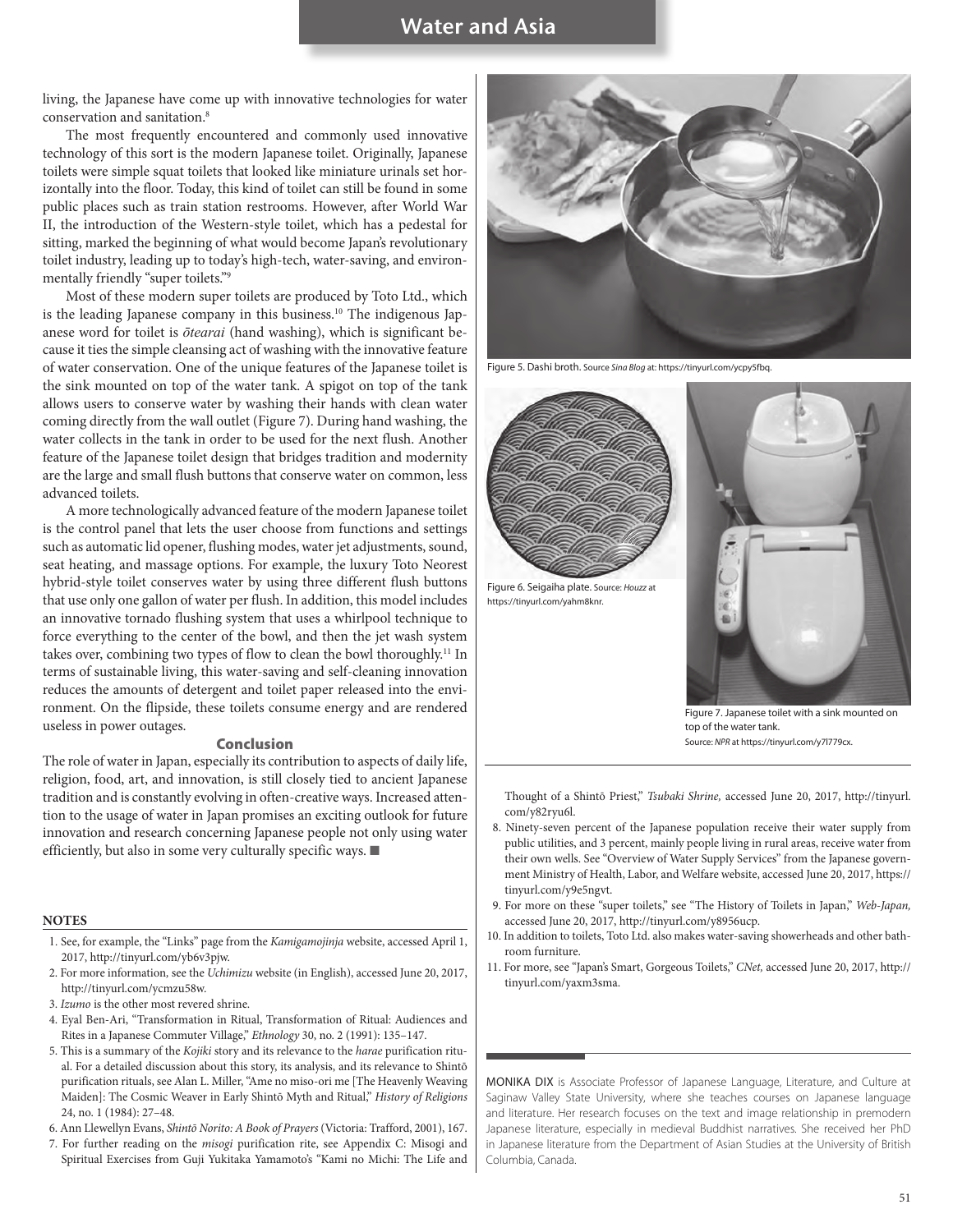living, the Japanese have come up with innovative technologies for water conservation and sanitation.[8]

The most frequently encountered and commonly used innovative technology of this sort is the modern Japanese toilet. Originally, Japanese toilets were simple squat toilets that looked like miniature urinals set horizontally into the floor. Today, this kind of toilet can still be found in some public places such as train station restrooms. However, after World War II, the introduction of the Western-style toilet, which has a pedestal for sitting, marked the beginning of what would become Japan's revolutionary toilet industry, leading up to today's high-tech, water-saving, and environmentally friendly "super toilets."[9]

Most of these modern super toilets are produced by Toto Ltd., which is the leading Japanese company in this business.[10] The indigenous Japanese word for toilet is *ōtearai* (hand washing), which is significant because it ties the simple cleansing act of washing with the innovative feature of water conservation. One of the unique features of the Japanese toilet is the sink mounted on top of the water tank. A spigot on top of the tank allows users to conserve water by washing their hands with clean water coming directly from the wall outlet (Figure 7). During hand washing, the water collects in the tank in order to be used for the next flush. Another feature of the Japanese toilet design that bridges tradition and modernity are the large and small flush buttons that conserve water on common, less advanced toilets.

A more technologically advanced feature of the modern Japanese toilet is the control panel that lets the user choose from functions and settings such as automatic lid opener, flushing modes, water jet adjustments, sound, seat heating, and massage options. For example, the luxury Toto Neorest hybrid-style toilet conserves water by using three different flush buttons that use only one gallon of water per flush. In addition, this model includes an innovative tornado flushing system that uses a whirlpool technique to force everything to the center of the bowl, and then the jet wash system takes over, combining two types of flow to clean the bowl thoroughly.[11] In terms of sustainable living, this water-saving and self-cleaning innovation reduces the amounts of detergent and toilet paper released into the environment. On the flipside, these toilets consume energy and are rendered useless in power outages.

Figure 5. Dashi broth. Source *Sina Blog* at: https://tinyurl.com/ycpy5fbq.

Figure 6. Seigaiha plate. Source: *Houzz* at https://tinyurl.com/yahm8knr.

Figure 7. Japanese toilet with a sink mounted on top of the water tank. Source: *NPR* at https://tinyurl.com/y7l779cx.

## Conclusion

The role of water in Japan, especially its contribution to aspects of daily life, religion, food, art, and innovation, is still closely tied to ancient Japanese tradition and is constantly evolving in often-creative ways. Increased attention to the usage of water in Japan promises an exciting outlook for future innovation and research concerning Japanese people not only using water efficiently, but also in some very culturally specific ways. ■

### NOTES

1. See, for example, the "Links" page from the *Kamigamojinja* website, accessed April 1, 2017, http://tinyurl.com/yb6v3pjw.
2. For more information, see the *Uchimizu* website (in English), accessed June 20, 2017, http://tinyurl.com/ycmzu58w.
3. *Izumo* is the other most revered shrine.
4. Eyal Ben-Ari, "Transformation in Ritual, Transformation of Ritual: Audiences and Rites in a Japanese Commuter Village," *Ethnology* 30, no. 2 (1991): 135–147.
5. This is a summary of the *Kojiki* story and its relevance to the *harae* purification ritual. For a detailed discussion about this story, its analysis, and its relevance to Shintō purification rituals, see Alan L. Miller, "Ame no miso-ori me [The Heavenly Weaving Maiden]: The Cosmic Weaver in Early Shintō Myth and Ritual," *History of Religions* 24, no. 1 (1984): 27–48.
6. Ann Llewellyn Evans, *Shintō Norito: A Book of Prayers* (Victoria: Trafford, 2001), 167.
7. For further reading on the *misogi* purification rite, see Appendix C: Misogi and Spiritual Exercises from Guji Yukitaka Yamamoto's "Kami no Michi: The Life and Thought of a Shintō Priest," *Tsubaki Shrine*, accessed June 20, 2017, http://tinyurl.com/y82ryu6l.
8. Ninety-seven percent of the Japanese population receive their water supply from public utilities, and 3 percent, mainly people living in rural areas, receive water from their own wells. See "Overview of Water Supply Services" from the Japanese government Ministry of Health, Labor, and Welfare website, accessed June 20, 2017, https://tinyurl.com/y9e5ngvt.
9. For more on these "super toilets," see "The History of Toilets in Japan," *Web-Japan*, accessed June 20, 2017, http://tinyurl.com/y8956ucp.
10. In addition to toilets, Toto Ltd. also makes water-saving showerheads and other bathroom furniture.
11. For more, see "Japan's Smart, Gorgeous Toilets," *CNet*, accessed June 20, 2017, http://tinyurl.com/yaxm3sma.

MONIKA DIX is Associate Professor of Japanese Language, Literature, and Culture at Saginaw Valley State University, where she teaches courses on Japanese language and literature. Her research focuses on the text and image relationship in premodern Japanese literature, especially in medieval Buddhist narratives. She received her PhD in Japanese literature from the Department of Asian Studies at the University of British Columbia, Canada.